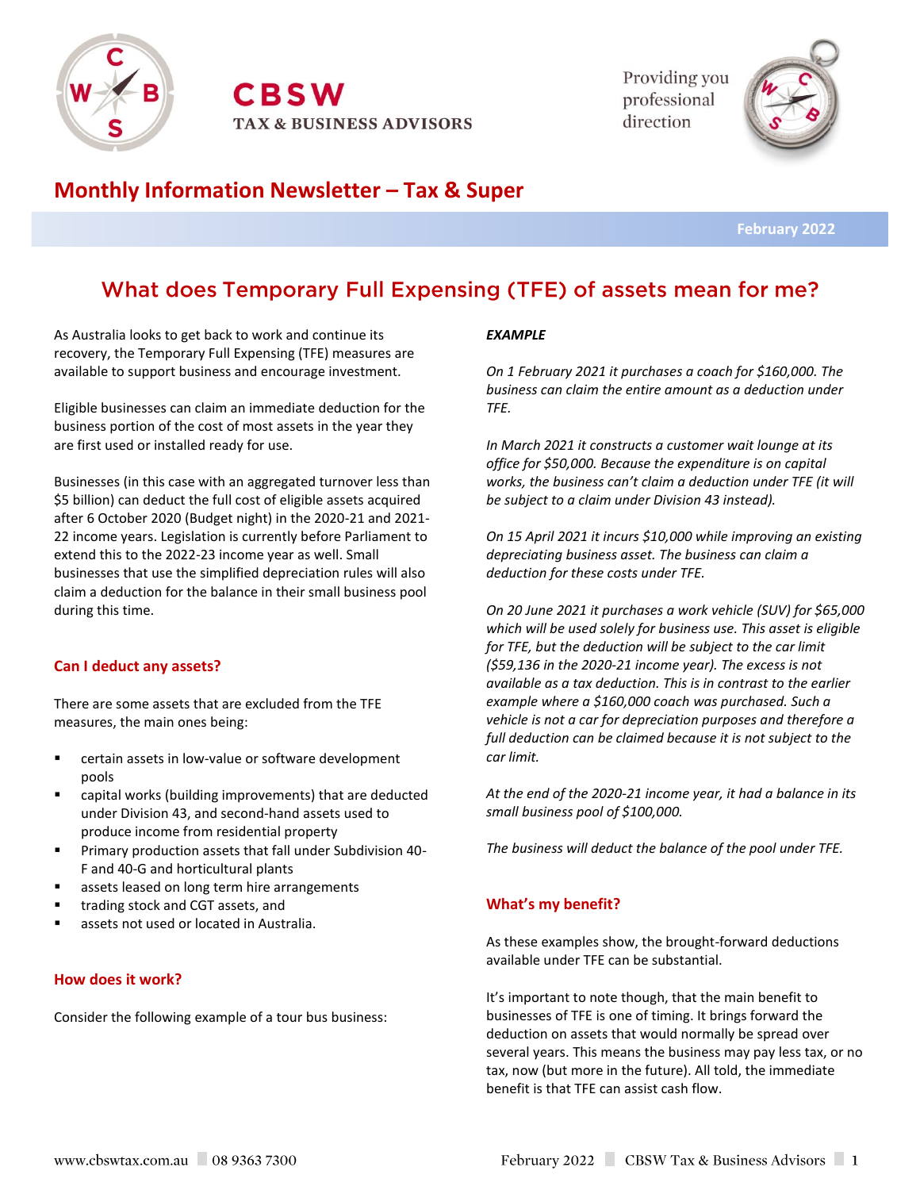# CBSW

TAX & BUSINESS ADVISORS

Providing you professional direction

## Monthly Information Newsletter – Tax & Super

**February 2022**

## What does Temporary Full Expensing (TFE) of assets mean for me?

As Australia looks to get back to work and continue its recovery, the Temporary Full Expensing (TFE) measures are available to support business and encourage investment.

Eligible businesses can claim an immediate deduction for the business portion of the cost of most assets in the year they are first used or installed ready for use.

Businesses (in this case with an aggregated turnover less than $5 billion) can deduct the full cost of eligible assets acquired after 6 October 2020 (Budget night) in the 2020-21 and 2021-22 income years. Legislation is currently before Parliament to extend this to the 2022-23 income year as well. Small businesses that use the simplified depreciation rules will also claim a deduction for the balance in their small business pool during this time.

### Can I deduct any assets?

There are some assets that are excluded from the TFE measures, the main ones being:

- certain assets in low-value or software development pools
- capital works (building improvements) that are deducted under Division 43, and second-hand assets used to produce income from residential property
- Primary production assets that fall under Subdivision 40-F and 40-G and horticultural plants
- assets leased on long term hire arrangements
- trading stock and CGT assets, and
- assets not used or located in Australia.

### How does it work?

Consider the following example of a tour bus business:

***EXAMPLE***

*On 1 February 2021 it purchases a coach for $160,000. The business can claim the entire amount as a deduction under TFE.*

*In March 2021 it constructs a customer wait lounge at its office for $50,000. Because the expenditure is on capital works, the business can't claim a deduction under TFE (it will be subject to a claim under Division 43 instead).*

*On 15 April 2021 it incurs $10,000 while improving an existing depreciating business asset. The business can claim a deduction for these costs under TFE.*

*On 20 June 2021 it purchases a work vehicle (SUV) for $65,000 which will be used solely for business use. This asset is eligible for TFE, but the deduction will be subject to the car limit ($59,136 in the 2020-21 income year). The excess is not available as a tax deduction. This is in contrast to the earlier example where a $160,000 coach was purchased. Such a vehicle is not a car for depreciation purposes and therefore a full deduction can be claimed because it is not subject to the car limit.*

*At the end of the 2020-21 income year, it had a balance in its small business pool of $100,000.*

*The business will deduct the balance of the pool under TFE.*

### What's my benefit?

As these examples show, the brought-forward deductions available under TFE can be substantial.

It's important to note though, that the main benefit to businesses of TFE is one of timing. It brings forward the deduction on assets that would normally be spread over several years. This means the business may pay less tax, or no tax, now (but more in the future). All told, the immediate benefit is that TFE can assist cash flow.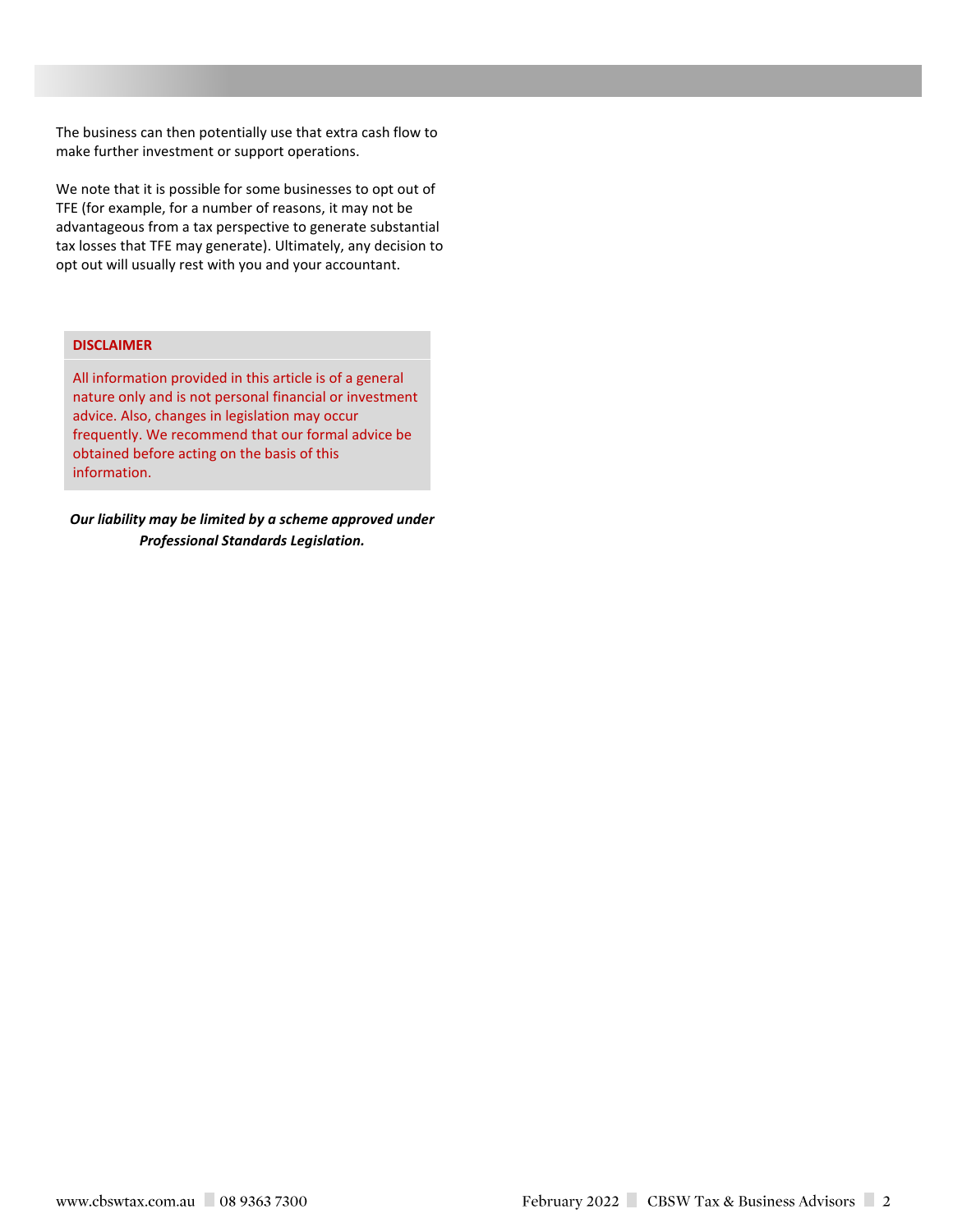The business can then potentially use that extra cash flow to make further investment or support operations.

We note that it is possible for some businesses to opt out of TFE (for example, for a number of reasons, it may not be advantageous from a tax perspective to generate substantial tax losses that TFE may generate). Ultimately, any decision to opt out will usually rest with you and your accountant.

**DISCLAIMER**

All information provided in this article is of a general nature only and is not personal financial or investment advice. Also, changes in legislation may occur frequently. We recommend that our formal advice be obtained before acting on the basis of this information.

***Our liability may be limited by a scheme approved under Professional Standards Legislation.***